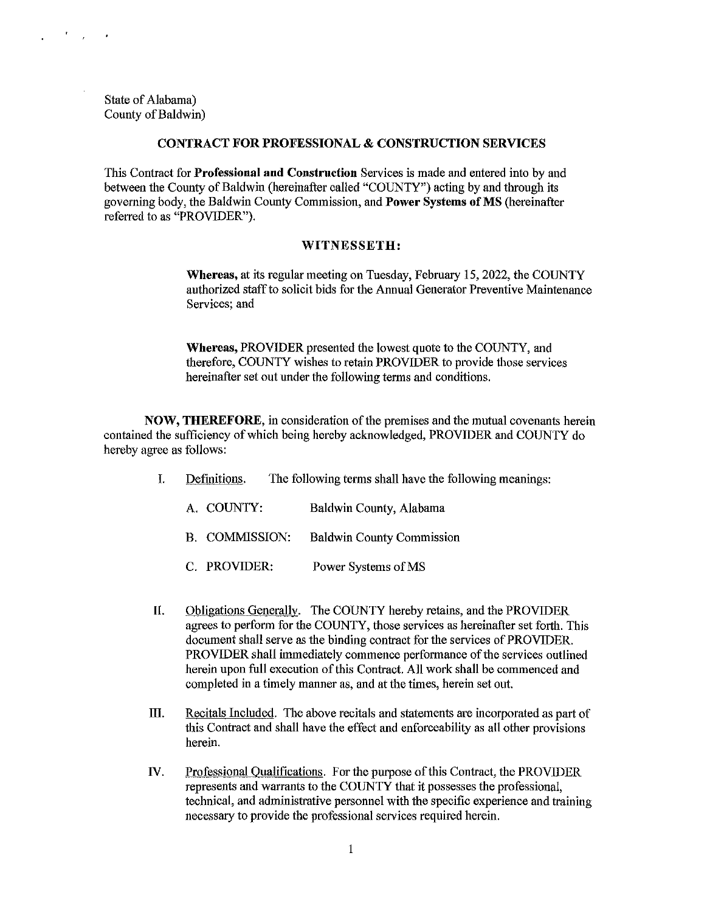State of Alabama)
County of Baldwin)

## CONTRACT FOR PROFESSIONAL & CONSTRUCTION SERVICES

This Contract for **Professional and Construction** Services is made and entered into by and between the County of Baldwin (hereinafter called "COUNTY") acting by and through its governing body, the Baldwin County Commission, and **Power Systems of MS** (hereinafter referred to as "PROVIDER").

### WITNESSETH:

> **Whereas,** at its regular meeting on Tuesday, February 15, 2022, the COUNTY authorized staff to solicit bids for the Annual Generator Preventive Maintenance Services; and
>
> **Whereas,** PROVIDER presented the lowest quote to the COUNTY, and therefore, COUNTY wishes to retain PROVIDER to provide those services hereinafter set out under the following terms and conditions.

**NOW, THEREFORE,** in consideration of the premises and the mutual covenants herein contained the sufficiency of which being hereby acknowledged, PROVIDER and COUNTY do hereby agree as follows:

I. Definitions. The following terms shall have the following meanings:

   A. COUNTY: Baldwin County, Alabama

   B. COMMISSION: Baldwin County Commission

   C. PROVIDER: Power Systems of MS

II. Obligations Generally. The COUNTY hereby retains, and the PROVIDER agrees to perform for the COUNTY, those services as hereinafter set forth. This document shall serve as the binding contract for the services of PROVIDER. PROVIDER shall immediately commence performance of the services outlined herein upon full execution of this Contract. All work shall be commenced and completed in a timely manner as, and at the times, herein set out.

III. Recitals Included. The above recitals and statements are incorporated as part of this Contract and shall have the effect and enforceability as all other provisions herein.

IV. Professional Qualifications. For the purpose of this Contract, the PROVIDER represents and warrants to the COUNTY that it possesses the professional, technical, and administrative personnel with the specific experience and training necessary to provide the professional services required herein.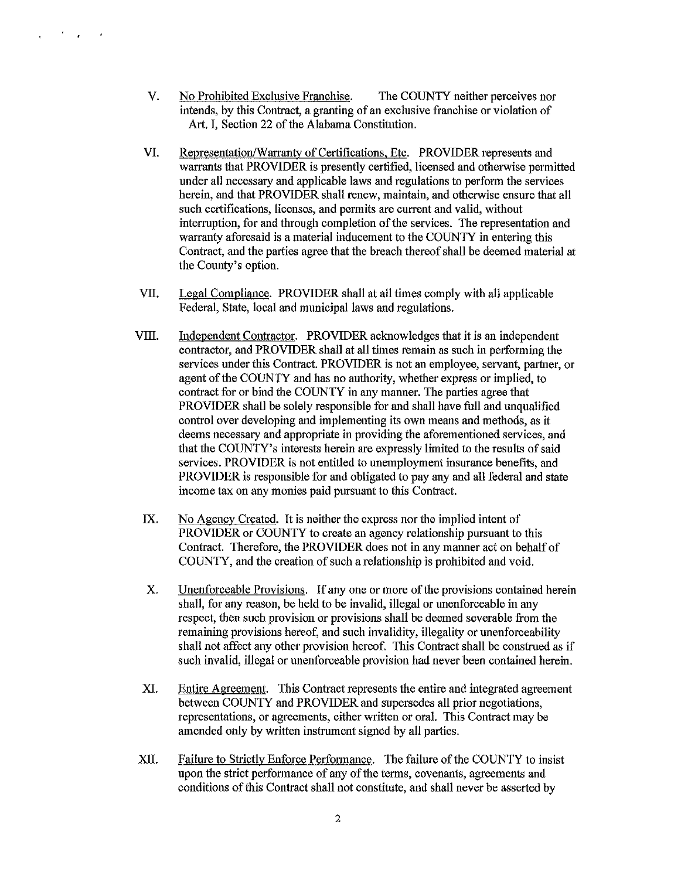V. <u>No Prohibited Exclusive Franchise</u>. The COUNTY neither perceives nor intends, by this Contract, a granting of an exclusive franchise or violation of Art. I, Section 22 of the Alabama Constitution.

VI. <u>Representation/Warranty of Certifications, Etc</u>. PROVIDER represents and warrants that PROVIDER is presently certified, licensed and otherwise permitted under all necessary and applicable laws and regulations to perform the services herein, and that PROVIDER shall renew, maintain, and otherwise ensure that all such certifications, licenses, and permits are current and valid, without interruption, for and through completion of the services. The representation and warranty aforesaid is a material inducement to the COUNTY in entering this Contract, and the parties agree that the breach thereof shall be deemed material at the County's option.

VII. <u>Legal Compliance</u>. PROVIDER shall at all times comply with all applicable Federal, State, local and municipal laws and regulations.

VIII. <u>Independent Contractor</u>. PROVIDER acknowledges that it is an independent contractor, and PROVIDER shall at all times remain as such in performing the services under this Contract. PROVIDER is not an employee, servant, partner, or agent of the COUNTY and has no authority, whether express or implied, to contract for or bind the COUNTY in any manner. The parties agree that PROVIDER shall be solely responsible for and shall have full and unqualified control over developing and implementing its own means and methods, as it deems necessary and appropriate in providing the aforementioned services, and that the COUNTY's interests herein are expressly limited to the results of said services. PROVIDER is not entitled to unemployment insurance benefits, and PROVIDER is responsible for and obligated to pay any and all federal and state income tax on any monies paid pursuant to this Contract.

IX. <u>No Agency Created</u>. It is neither the express nor the implied intent of PROVIDER or COUNTY to create an agency relationship pursuant to this Contract. Therefore, the PROVIDER does not in any manner act on behalf of COUNTY, and the creation of such a relationship is prohibited and void.

X. <u>Unenforceable Provisions</u>. If any one or more of the provisions contained herein shall, for any reason, be held to be invalid, illegal or unenforceable in any respect, then such provision or provisions shall be deemed severable from the remaining provisions hereof, and such invalidity, illegality or unenforceability shall not affect any other provision hereof. This Contract shall be construed as if such invalid, illegal or unenforceable provision had never been contained herein.

XI. <u>Entire Agreement</u>. This Contract represents the entire and integrated agreement between COUNTY and PROVIDER and supersedes all prior negotiations, representations, or agreements, either written or oral. This Contract may be amended only by written instrument signed by all parties.

XII. <u>Failure to Strictly Enforce Performance</u>. The failure of the COUNTY to insist upon the strict performance of any of the terms, covenants, agreements and conditions of this Contract shall not constitute, and shall never be asserted by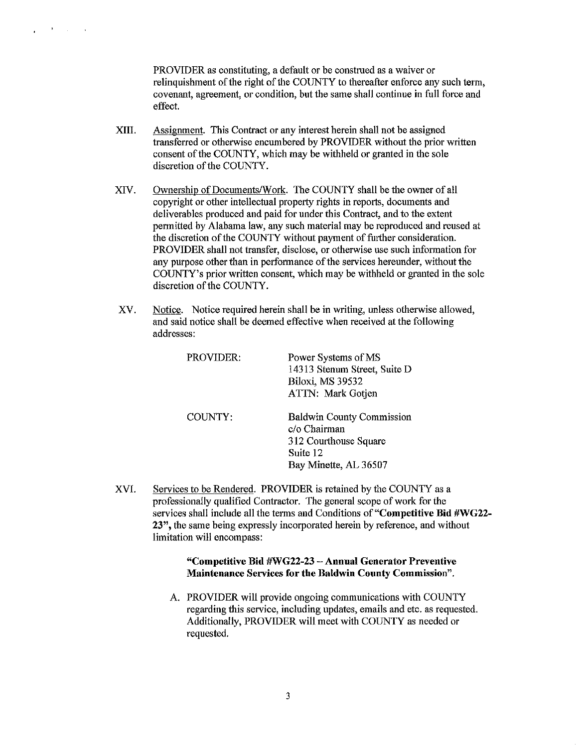PROVIDER as constituting, a default or be construed as a waiver or relinquishment of the right of the COUNTY to thereafter enforce any such term, covenant, agreement, or condition, but the same shall continue in full force and effect.

XIII. Assignment. This Contract or any interest herein shall not be assigned transferred or otherwise encumbered by PROVIDER without the prior written consent of the COUNTY, which may be withheld or granted in the sole discretion of the COUNTY.

XIV. Ownership of Documents/Work. The COUNTY shall be the owner of all copyright or other intellectual property rights in reports, documents and deliverables produced and paid for under this Contract, and to the extent permitted by Alabama law, any such material may be reproduced and reused at the discretion of the COUNTY without payment of further consideration. PROVIDER shall not transfer, disclose, or otherwise use such information for any purpose other than in performance of the services hereunder, without the COUNTY's prior written consent, which may be withheld or granted in the sole discretion of the COUNTY.

XV. Notice. Notice required herein shall be in writing, unless otherwise allowed, and said notice shall be deemed effective when received at the following addresses:

PROVIDER:
Power Systems of MS
14313 Stenum Street, Suite D
Biloxi, MS 39532
ATTN: Mark Gotjen

COUNTY:
Baldwin County Commission
c/o Chairman
312 Courthouse Square
Suite 12
Bay Minette, AL 36507

XVI. Services to be Rendered. PROVIDER is retained by the COUNTY as a professionally qualified Contractor. The general scope of work for the services shall include all the terms and Conditions of **"Competitive Bid #WG22-23",** the same being expressly incorporated herein by reference, and without limitation will encompass:

**"Competitive Bid #WG22-23 – Annual Generator Preventive Maintenance Services for the Baldwin County Commission".**

A. PROVIDER will provide ongoing communications with COUNTY regarding this service, including updates, emails and etc. as requested. Additionally, PROVIDER will meet with COUNTY as needed or requested.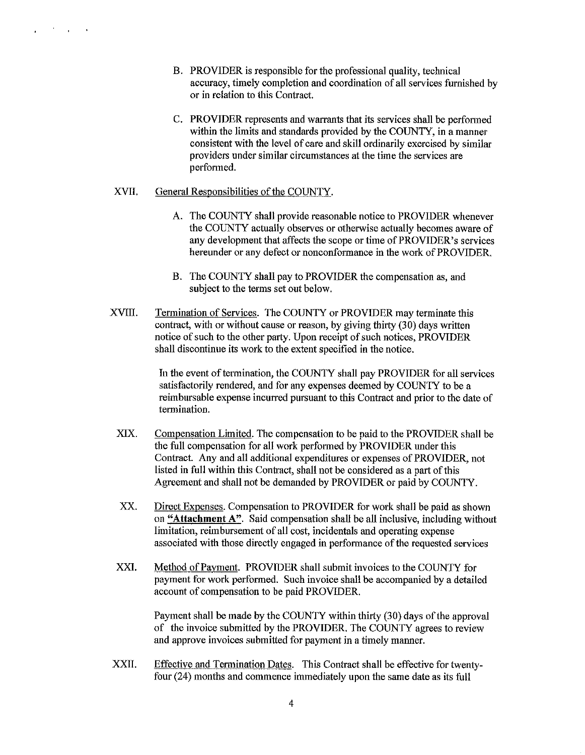B. PROVIDER is responsible for the professional quality, technical accuracy, timely completion and coordination of all services furnished by or in relation to this Contract.

C. PROVIDER represents and warrants that its services shall be performed within the limits and standards provided by the COUNTY, in a manner consistent with the level of care and skill ordinarily exercised by similar providers under similar circumstances at the time the services are performed.

XVII. General Responsibilities of the COUNTY.

A. The COUNTY shall provide reasonable notice to PROVIDER whenever the COUNTY actually observes or otherwise actually becomes aware of any development that affects the scope or time of PROVIDER's services hereunder or any defect or nonconformance in the work of PROVIDER.

B. The COUNTY shall pay to PROVIDER the compensation as, and subject to the terms set out below.

XVIII. Termination of Services. The COUNTY or PROVIDER may terminate this contract, with or without cause or reason, by giving thirty (30) days written notice of such to the other party. Upon receipt of such notices, PROVIDER shall discontinue its work to the extent specified in the notice.

In the event of termination, the COUNTY shall pay PROVIDER for all services satisfactorily rendered, and for any expenses deemed by COUNTY to be a reimbursable expense incurred pursuant to this Contract and prior to the date of termination.

XIX. Compensation Limited. The compensation to be paid to the PROVIDER shall be the full compensation for all work performed by PROVIDER under this Contract. Any and all additional expenditures or expenses of PROVIDER, not listed in full within this Contract, shall not be considered as a part of this Agreement and shall not be demanded by PROVIDER or paid by COUNTY.

XX. Direct Expenses. Compensation to PROVIDER for work shall be paid as shown on **"Attachment A"**. Said compensation shall be all inclusive, including without limitation, reimbursement of all cost, incidentals and operating expense associated with those directly engaged in performance of the requested services

XXI. Method of Payment. PROVIDER shall submit invoices to the COUNTY for payment for work performed. Such invoice shall be accompanied by a detailed account of compensation to be paid PROVIDER.

Payment shall be made by the COUNTY within thirty (30) days of the approval of the invoice submitted by the PROVIDER. The COUNTY agrees to review and approve invoices submitted for payment in a timely manner.

XXII. Effective and Termination Dates. This Contract shall be effective for twenty-four (24) months and commence immediately upon the same date as its full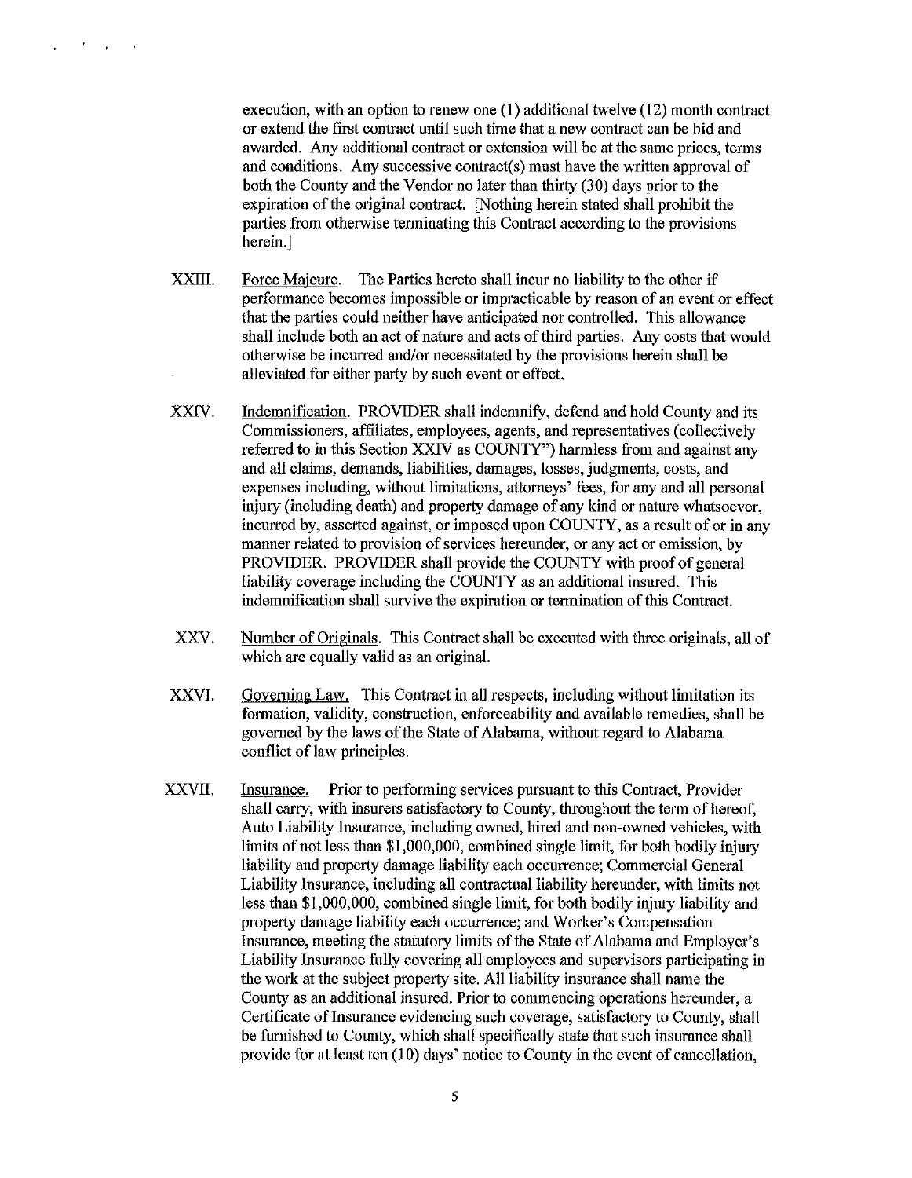execution, with an option to renew one (1) additional twelve (12) month contract or extend the first contract until such time that a new contract can be bid and awarded. Any additional contract or extension will be at the same prices, terms and conditions. Any successive contract(s) must have the written approval of both the County and the Vendor no later than thirty (30) days prior to the expiration of the original contract. [Nothing herein stated shall prohibit the parties from otherwise terminating this Contract according to the provisions herein.]

XXIII. Force Majeure. The Parties hereto shall incur no liability to the other if performance becomes impossible or impracticable by reason of an event or effect that the parties could neither have anticipated nor controlled. This allowance shall include both an act of nature and acts of third parties. Any costs that would otherwise be incurred and/or necessitated by the provisions herein shall be alleviated for either party by such event or effect.

XXIV. Indemnification. PROVIDER shall indemnify, defend and hold County and its Commissioners, affiliates, employees, agents, and representatives (collectively referred to in this Section XXIV as COUNTY") harmless from and against any and all claims, demands, liabilities, damages, losses, judgments, costs, and expenses including, without limitations, attorneys' fees, for any and all personal injury (including death) and property damage of any kind or nature whatsoever, incurred by, asserted against, or imposed upon COUNTY, as a result of or in any manner related to provision of services hereunder, or any act or omission, by PROVIDER. PROVIDER shall provide the COUNTY with proof of general liability coverage including the COUNTY as an additional insured. This indemnification shall survive the expiration or termination of this Contract.

XXV. Number of Originals. This Contract shall be executed with three originals, all of which are equally valid as an original.

XXVI. Governing Law. This Contract in all respects, including without limitation its formation, validity, construction, enforceability and available remedies, shall be governed by the laws of the State of Alabama, without regard to Alabama conflict of law principles.

XXVII. Insurance. Prior to performing services pursuant to this Contract, Provider shall carry, with insurers satisfactory to County, throughout the term of hereof, Auto Liability Insurance, including owned, hired and non-owned vehicles, with limits of not less than $1,000,000, combined single limit, for both bodily injury liability and property damage liability each occurrence; Commercial General Liability Insurance, including all contractual liability hereunder, with limits not less than $1,000,000, combined single limit, for both bodily injury liability and property damage liability each occurrence; and Worker's Compensation Insurance, meeting the statutory limits of the State of Alabama and Employer's Liability Insurance fully covering all employees and supervisors participating in the work at the subject property site. All liability insurance shall name the County as an additional insured. Prior to commencing operations hereunder, a Certificate of Insurance evidencing such coverage, satisfactory to County, shall be furnished to County, which shall specifically state that such insurance shall provide for at least ten (10) days' notice to County in the event of cancellation,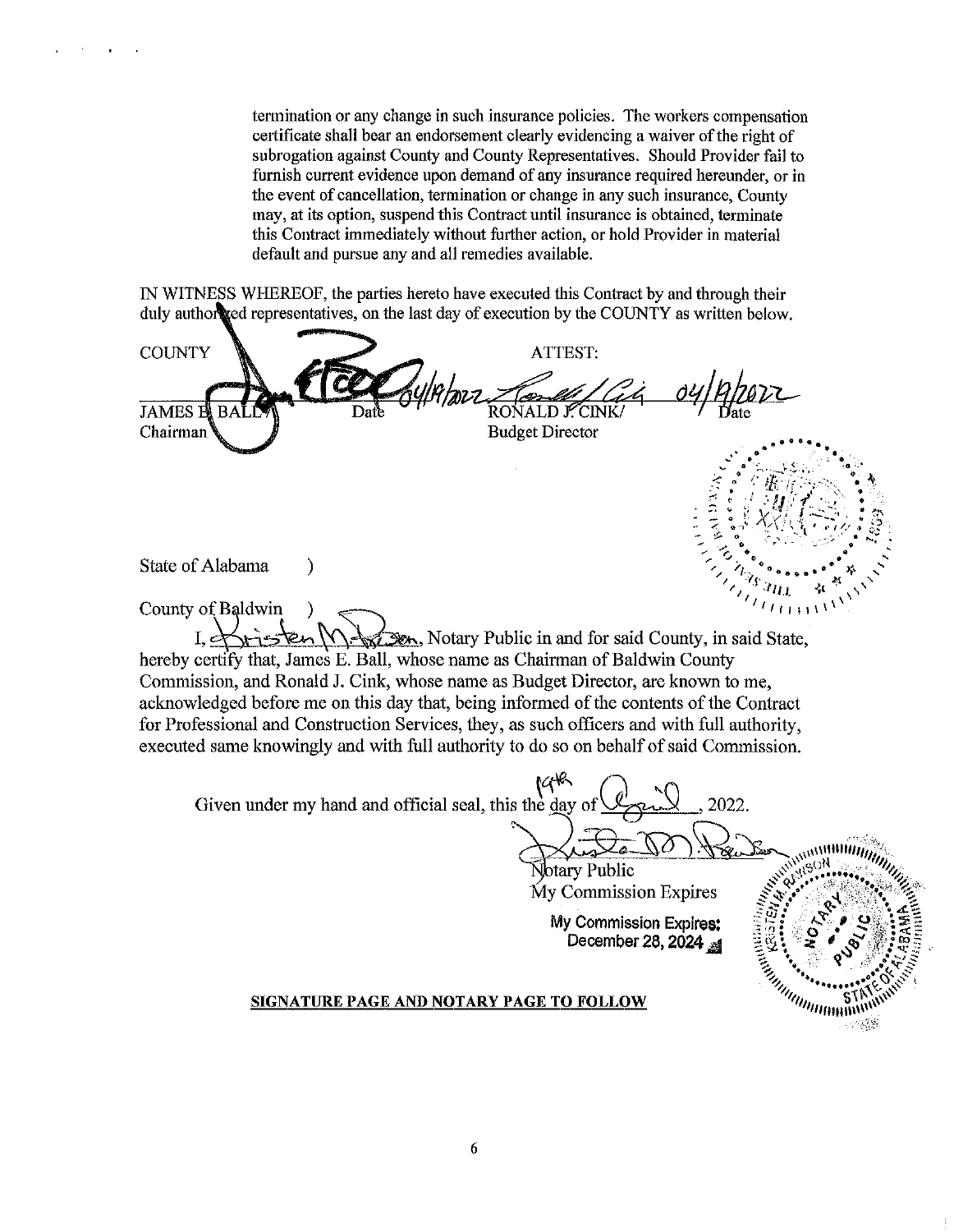termination or any change in such insurance policies. The workers compensation certificate shall bear an endorsement clearly evidencing a waiver of the right of subrogation against County and County Representatives. Should Provider fail to furnish current evidence upon demand of any insurance required hereunder, or in the event of cancellation, termination or change in any such insurance, County may, at its option, suspend this Contract until insurance is obtained, terminate this Contract immediately without further action, or hold Provider in material default and pursue any and all remedies available.

IN WITNESS WHEREOF, the parties hereto have executed this Contract by and through their duly authorized representatives, on the last day of execution by the COUNTY as written below.

COUNTY

JAMES E. BALL — Date 04/19/2022
Chairman

ATTEST:

RONALD J. CINK/ — Date 04/19/2022
Budget Director

State of Alabama )

County of Baldwin )

I, Kristen M. Rawson, Notary Public in and for said County, in said State, hereby certify that, James E. Ball, whose name as Chairman of Baldwin County Commission, and Ronald J. Cink, whose name as Budget Director, are known to me, acknowledged before me on this day that, being informed of the contents of the Contract for Professional and Construction Services, they, as such officers and with full authority, executed same knowingly and with full authority to do so on behalf of said Commission.

Given under my hand and official seal, this the 19th day of April, 2022.

Notary Public
My Commission Expires

My Commission Expires:
December 28, 2024

**SIGNATURE PAGE AND NOTARY PAGE TO FOLLOW**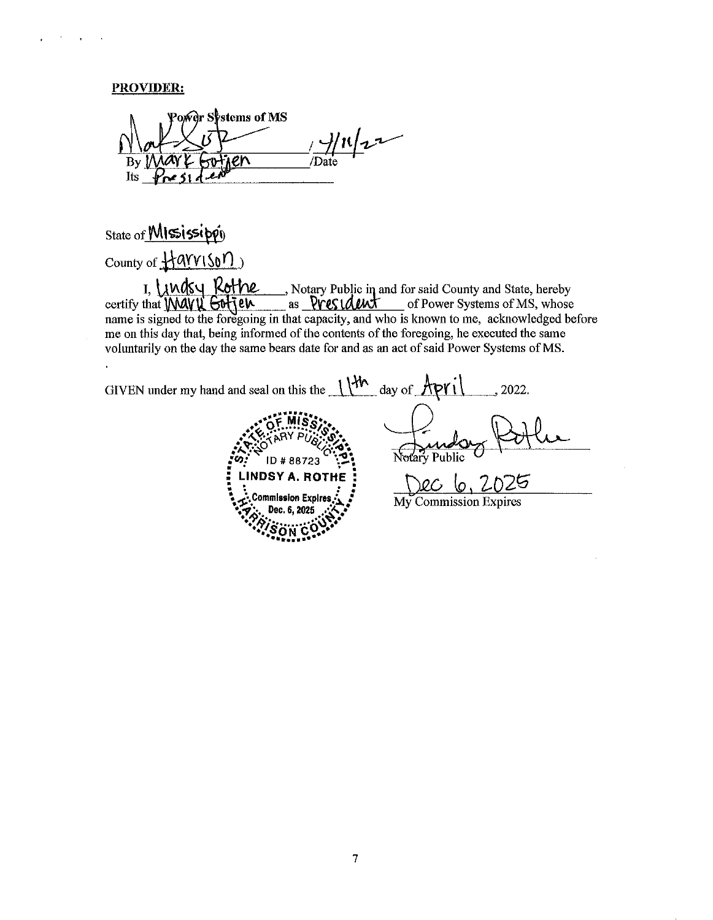**PROVIDER:**

Power Systems of MS

By Mark Gotjen /Date 4/11/22

Its President

State of Mississippi)

County of Harrison)

I, Lindsy Rothe, Notary Public in and for said County and State, hereby certify that Mark Gotjen as President of Power Systems of MS, whose name is signed to the foregoing in that capacity, and who is known to me, acknowledged before me on this day that, being informed of the contents of the foregoing, he executed the same voluntarily on the day the same bears date for and as an act of said Power Systems of MS.

GIVEN under my hand and seal on this the 11th day of April, 2022.

STATE OF MISSISSIPPI NOTARY PUBLIC ID # 88723 LINDSY A. ROTHE Commission Expires Dec. 6, 2025 HARRISON COUNTY

Notary Public

Dec 6, 2025

My Commission Expires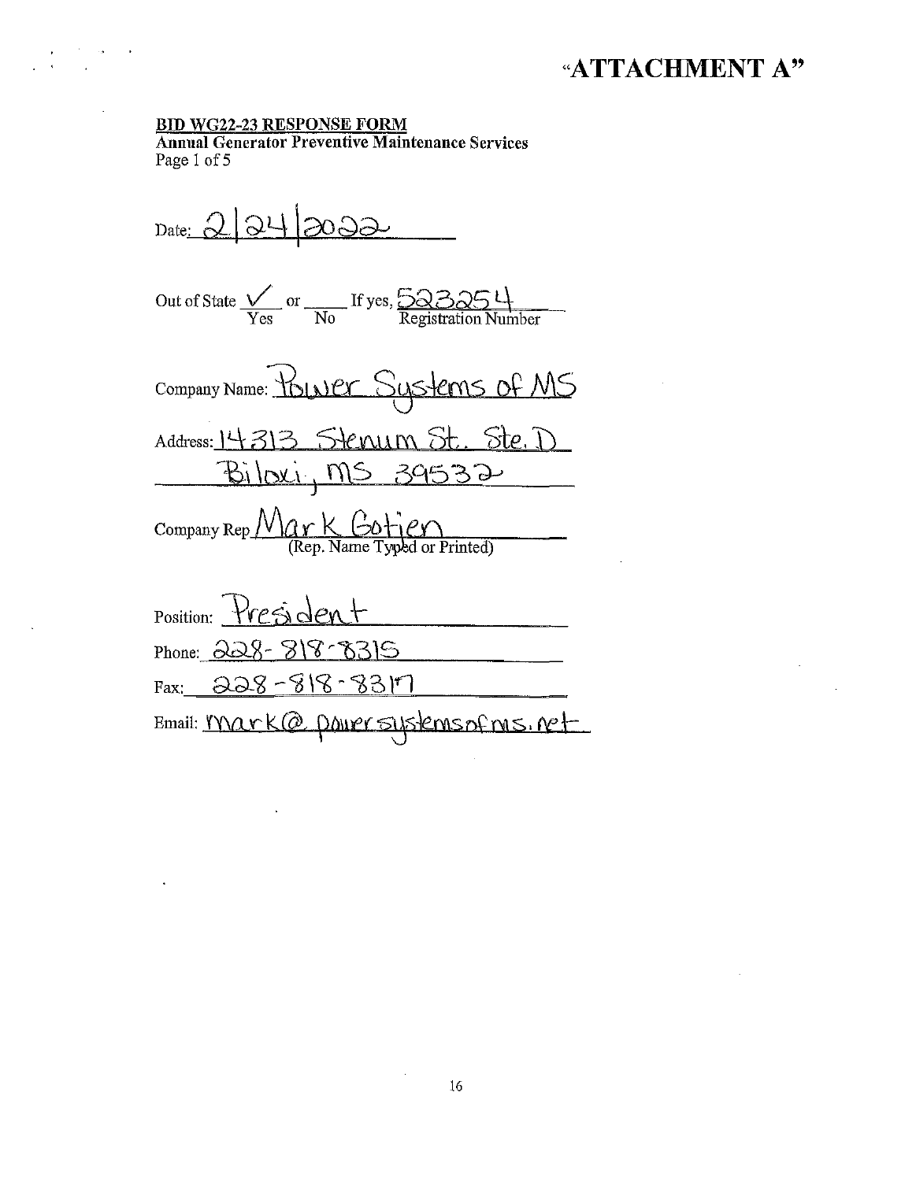# "ATTACHMENT A"

**BID WG22-23 RESPONSE FORM**
**Annual Generator Preventive Maintenance Services**
Page 1 of 5

Date: 2|24|2022

Out of State ✓ Yes or \_\_\_\_ No If yes, 523254 Registration Number

Company Name: Power Systems of MS

Address: 14313 Stenum St. Ste. D
Biloxi, MS 39532

Company Rep Mark Gotjen (Rep. Name Typed or Printed)

Position: President

Phone: 228-818-8315

Fax: 228-818-8317

Email: mark@powersystemsofms.net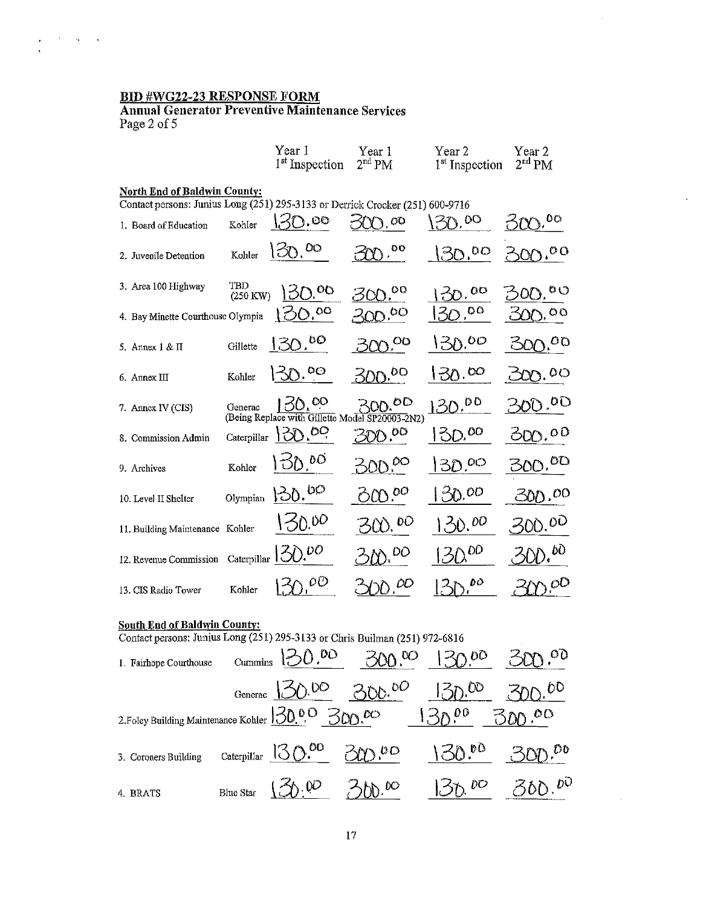**BID #WG22-23 RESPONSE FORM**

**Annual Generator Preventive Maintenance Services**

Page 2 of 5

| | | Year 1 1st Inspection | Year 1 2nd PM | Year 2 1st Inspection | Year 2 2nd PM |
|---|---|---|---|---|---|
| **North End of Baldwin County:** | | | | | |
| Contact persons: Junius Long (251) 295-3133 or Derrick Crocker (251) 600-9716 | | | | | |
| 1. Board of Education | Kohler | 130.00 | 300.00 | 130.00 | 300.00 |
| 2. Juvenile Detention | Kohler | 130.00 | 300.00 | 130.00 | 300.00 |
| 3. Area 100 Highway | TBD (250 KW) | 130.00 | 300.00 | 130.00 | 300.00 |
| 4. Bay Minette Courthouse | Olympia | 130.00 | 300.00 | 130.00 | 300.00 |
| 5. Annex I & II | Gillette | 130.00 | 300.00 | 130.00 | 300.00 |
| 6. Annex III | Kohler | 130.00 | 300.00 | 130.00 | 300.00 |
| 7. Annex IV (CIS) | Generac (Being Replace with Gillette Model SP20003-2N2) | 130.00 | 300.00 | 130.00 | 300.00 |
| 8. Commission Admin | Caterpillar | 130.00 | 300.00 | 130.00 | 300.00 |
| 9. Archives | Kohler | 130.00 | 300.00 | 130.00 | 300.00 |
| 10. Level II Shelter | Olympian | 130.00 | 300.00 | 130.00 | 300.00 |
| 11. Building Maintenance | Kohler | 130.00 | 300.00 | 130.00 | 300.00 |
| 12. Revenue Commission | Caterpillar | 130.00 | 300.00 | 130.00 | 300.00 |
| 13. CIS Radio Tower | Kohler | 130.00 | 300.00 | 130.00 | 300.00 |
| **South End of Baldwin County:** | | | | | |
| Contact persons: Junius Long (251) 295-3133 or Chris Builman (251) 972-6816 | | | | | |
| 1. Fairhope Courthouse | Cummins | 130.00 | 300.00 | 130.00 | 300.00 |
| | Generac | 130.00 | 300.00 | 130.00 | 300.00 |
| 2. Foley Building Maintenance | Kohler | 130.00 | 300.00 | 130.00 | 300.00 |
| 3. Coroners Building | Caterpillar | 130.00 | 300.00 | 130.00 | 300.00 |
| 4. BRATS | Blue Star | 130.00 | 300.00 | 130.00 | 300.00 |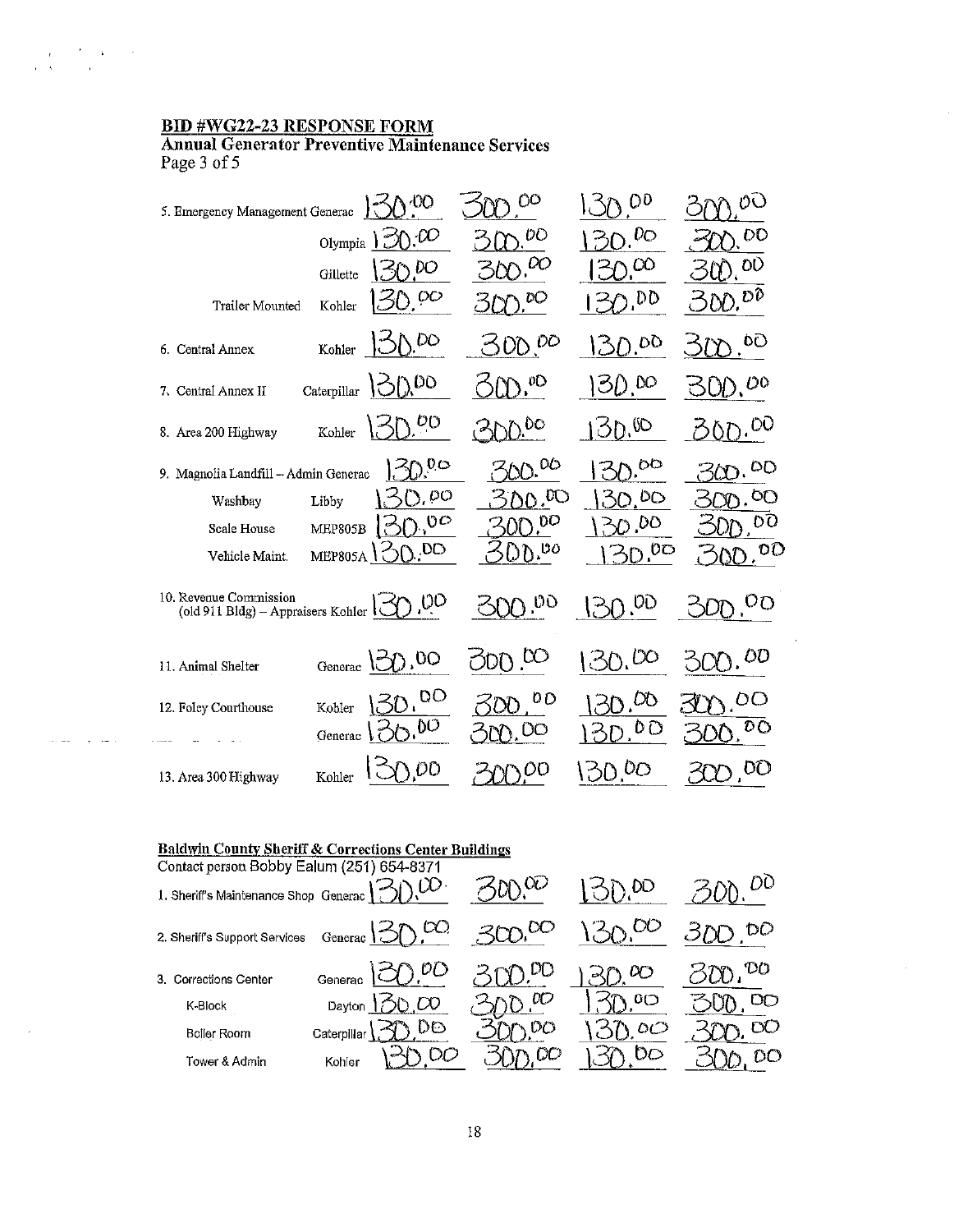**BID #WG22-23 RESPONSE FORM**
**Annual Generator Preventive Maintenance Services**
Page 3 of 5

| Location | Generator | | | | |
|---|---|---|---|---|---|
| 5. Emergency Management | Generac | 130.00 | 300.00 | 130.00 | 300.00 |
| | Olympia | 130.00 | 300.00 | 130.00 | 300.00 |
| | Gillette | 130.00 | 300.00 | 130.00 | 300.00 |
| Trailer Mounted | Kohler | 130.00 | 300.00 | 130.00 | 300.00 |
| 6. Central Annex | Kohler | 130.00 | 300.00 | 130.00 | 300.00 |
| 7. Central Annex II | Caterpillar | 130.00 | 300.00 | 130.00 | 300.00 |
| 8. Area 200 Highway | Kohler | 130.00 | 300.00 | 130.00 | 300.00 |
| 9. Magnolia Landfill – Admin | Generac | 130.00 | 300.00 | 130.00 | 300.00 |
| Washbay | Libby | 130.00 | 300.00 | 130.00 | 300.00 |
| Scale House | MEP805B | 130.00 | 300.00 | 130.00 | 300.00 |
| Vehicle Maint. | MEP805A | 130.00 | 300.00 | 130.00 | 300.00 |
| 10. Revenue Commission (old 911 Bldg) – Appraisers | Kohler | 130.00 | 300.00 | 130.00 | 300.00 |
| 11. Animal Shelter | Generac | 130.00 | 300.00 | 130.00 | 300.00 |
| 12. Foley Courthouse | Kohler | 130.00 | 300.00 | 130.00 | 300.00 |
| | Generac | 130.00 | 300.00 | 130.00 | 300.00 |
| 13. Area 300 Highway | Kohler | 130.00 | 300.00 | 130.00 | 300.00 |

**Baldwin County Sheriff & Corrections Center Buildings**
Contact person Bobby Ealum (251) 654-8371

| Location | Generator | | | | |
|---|---|---|---|---|---|
| 1. Sheriff's Maintenance Shop | Generac | 130.00 | 300.00 | 130.00 | 300.00 |
| 2. Sheriff's Support Services | Generac | 130.00 | 300.00 | 130.00 | 300.00 |
| 3. Corrections Center | Generac | 130.00 | 300.00 | 130.00 | 300.00 |
| K-Block | Dayton | 130.00 | 300.00 | 130.00 | 300.00 |
| Boiler Room | Caterpillar | 130.00 | 300.00 | 130.00 | 300.00 |
| Tower & Admin | Kohler | 130.00 | 300.00 | 130.00 | 300.00 |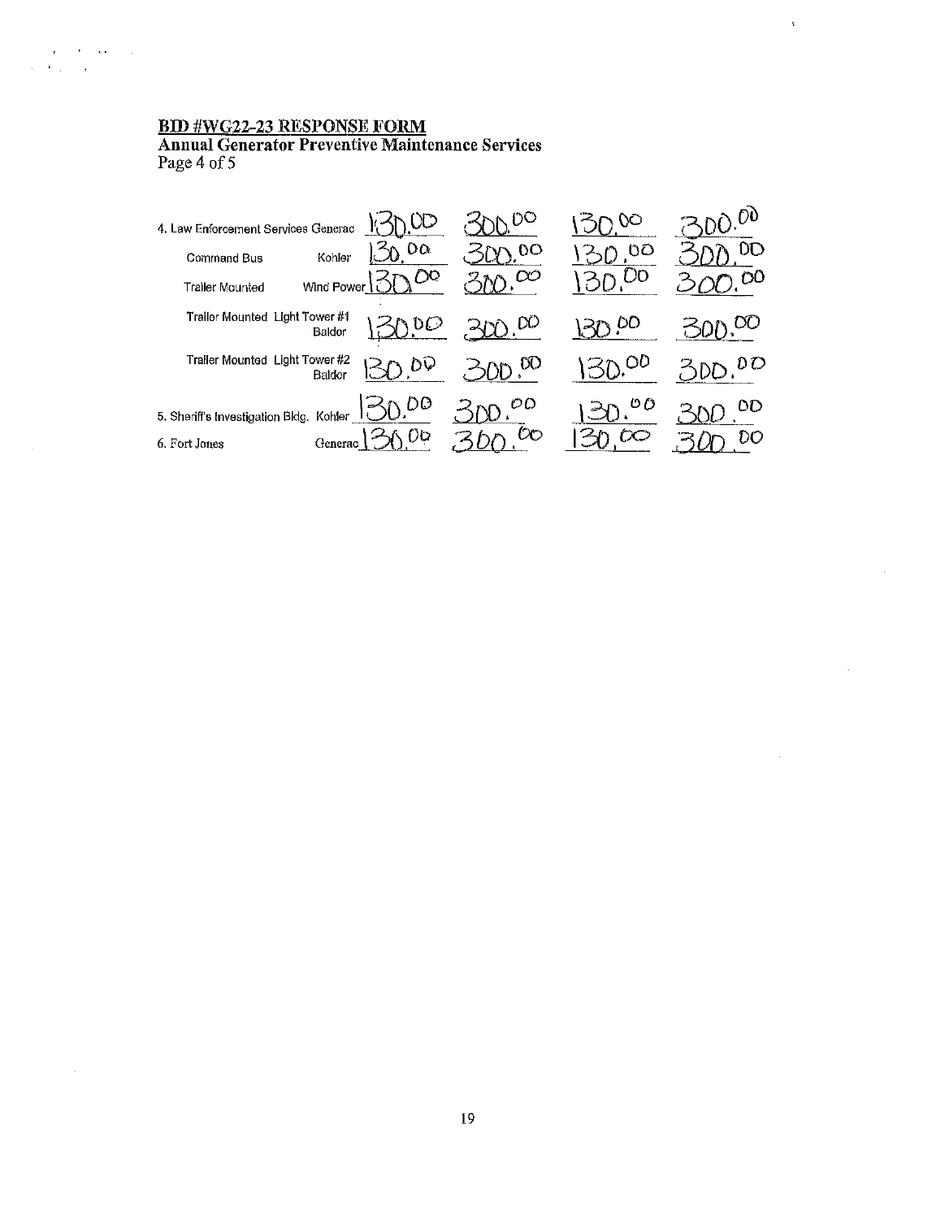**BID #WG22-23 RESPONSE FORM**
**Annual Generator Preventive Maintenance Services**
Page 4 of 5

| | | | | | |
|---|---|---|---|---|---|
| 4. Law Enforcement Services | Generac | 130.00 | 300.00 | 130.00 | 300.00 |
| Command Bus | Kohler | 130.00 | 300.00 | 130.00 | 300.00 |
| Trailer Mounted | Wind Power | 130.00 | 300.00 | 130.00 | 300.00 |
| Trailer Mounted Light Tower #1 | Baldor | 130.00 | 300.00 | 130.00 | 300.00 |
| Trailer Mounted Light Tower #2 | Baldor | 130.00 | 300.00 | 130.00 | 300.00 |
| 5. Sheriff's Investigation Bldg. | Kohler | 130.00 | 300.00 | 130.00 | 300.00 |
| 6. Fort Jones | Generac | 130.00 | 300.00 | 130.00 | 300.00 |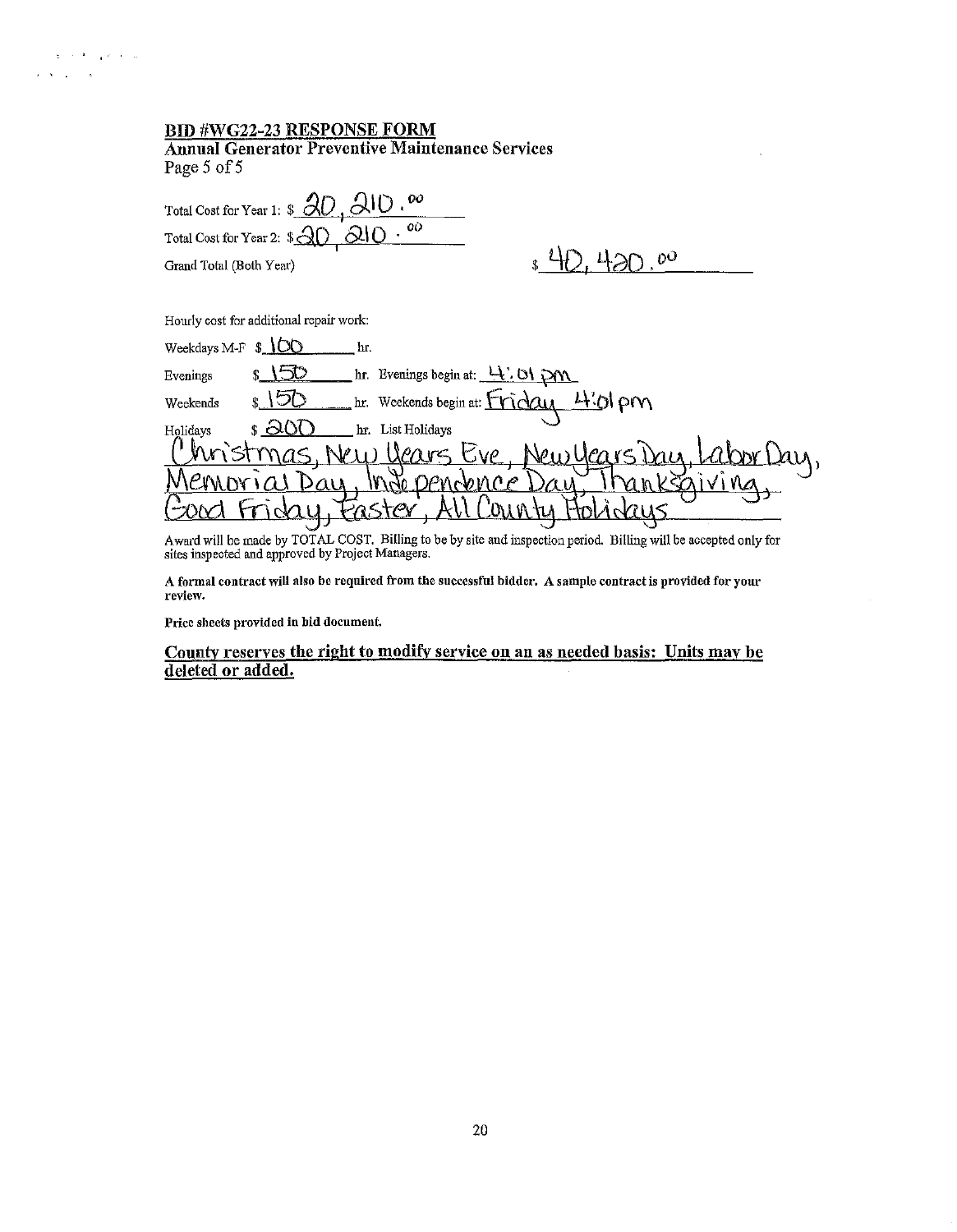**BID #WG22-23 RESPONSE FORM**
**Annual Generator Preventive Maintenance Services**
Page 5 of 5

Total Cost for Year 1: $ 20,210.00

Total Cost for Year 2: $ 20,210.00

Grand Total (Both Year) $ 40,420.00

Hourly cost for additional repair work:

Weekdays M-F $ 100 hr.

Evenings $ 150 hr. Evenings begin at: 4:01 pm

Weekends $ 150 hr. Weekends begin at: Friday 4:01 pm

Holidays $ 200 hr. List Holidays

Christmas, New Years Eve, New Years Day, Labor Day, Memorial Day, Independence Day, Thanksgiving, Good Friday, Easter, All County Holidays

Award will be made by TOTAL COST. Billing to be by site and inspection period. Billing will be accepted only for sites inspected and approved by Project Managers.

**A formal contract will also be required from the successful bidder. A sample contract is provided for your review.**

**Price sheets provided in bid document.**

**<u>County reserves the right to modify service on an as needed basis: Units may be deleted or added.</u>**